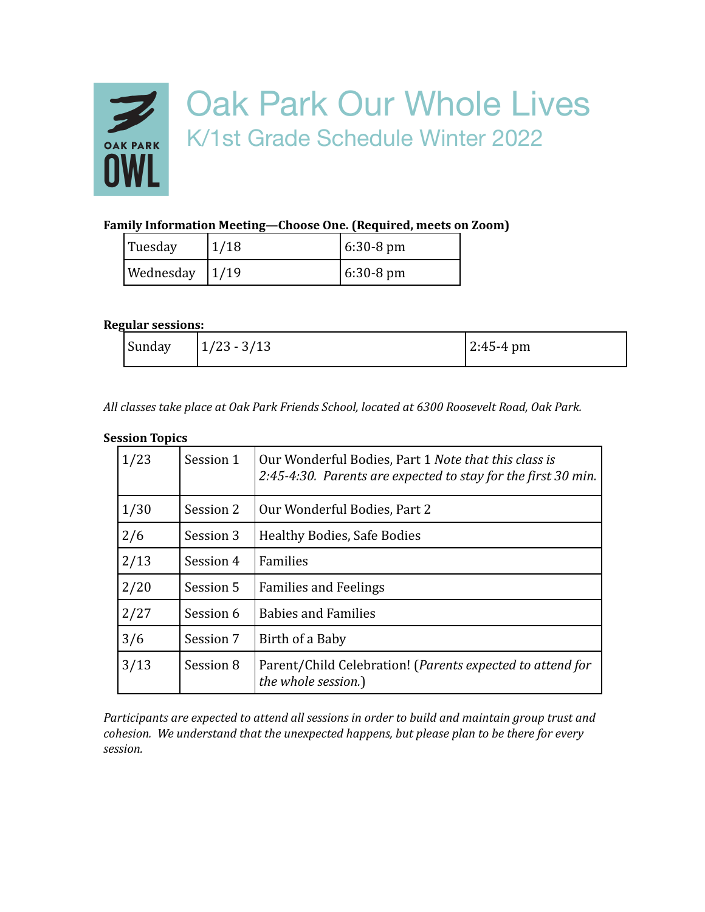# Oak Park Our Whole Lives

## K/1st Grade Schedule Winter 2022

**Family Information Meeting—Choose One. (Required, meets on Zoom)**

| | | |
|---|---|---|
| Tuesday | 1/18 | 6:30-8 pm |
| Wednesday | 1/19 | 6:30-8 pm |

**Regular sessions:**

| | | |
|---|---|---|
| Sunday | 1/23 - 3/13 | 2:45-4 pm |

*All classes take place at Oak Park Friends School, located at 6300 Roosevelt Road, Oak Park.*

**Session Topics**

| | | |
|---|---|---|
| 1/23 | Session 1 | Our Wonderful Bodies, Part 1 *Note that this class is 2:45-4:30. Parents are expected to stay for the first 30 min.* |
| 1/30 | Session 2 | Our Wonderful Bodies, Part 2 |
| 2/6 | Session 3 | Healthy Bodies, Safe Bodies |
| 2/13 | Session 4 | Families |
| 2/20 | Session 5 | Families and Feelings |
| 2/27 | Session 6 | Babies and Families |
| 3/6 | Session 7 | Birth of a Baby |
| 3/13 | Session 8 | Parent/Child Celebration! (*Parents expected to attend for the whole session.*) |

*Participants are expected to attend all sessions in order to build and maintain group trust and cohesion. We understand that the unexpected happens, but please plan to be there for every session.*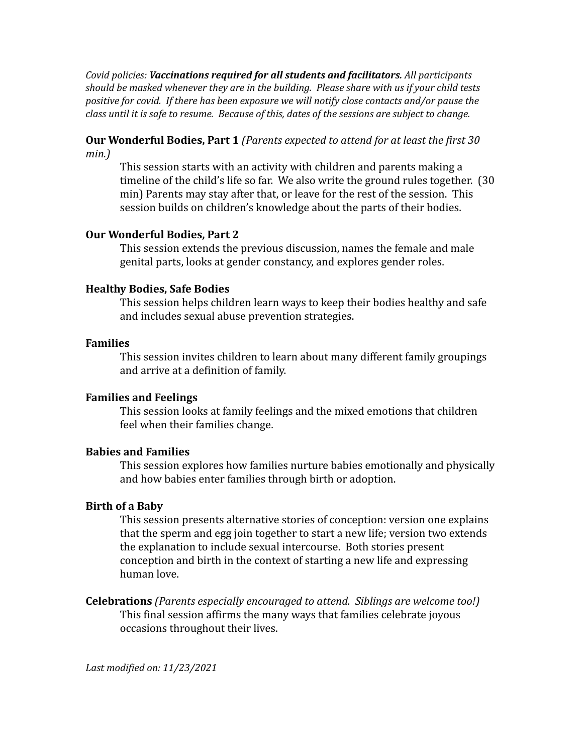*Covid policies: **Vaccinations required for all students and facilitators.** All participants should be masked whenever they are in the building. Please share with us if your child tests positive for covid. If there has been exposure we will notify close contacts and/or pause the class until it is safe to resume. Because of this, dates of the sessions are subject to change.*

**Our Wonderful Bodies, Part 1** *(Parents expected to attend for at least the first 30 min.)*

This session starts with an activity with children and parents making a timeline of the child's life so far. We also write the ground rules together. (30 min) Parents may stay after that, or leave for the rest of the session. This session builds on children's knowledge about the parts of their bodies.

**Our Wonderful Bodies, Part 2**

This session extends the previous discussion, names the female and male genital parts, looks at gender constancy, and explores gender roles.

**Healthy Bodies, Safe Bodies**

This session helps children learn ways to keep their bodies healthy and safe and includes sexual abuse prevention strategies.

**Families**

This session invites children to learn about many different family groupings and arrive at a definition of family.

**Families and Feelings**

This session looks at family feelings and the mixed emotions that children feel when their families change.

**Babies and Families**

This session explores how families nurture babies emotionally and physically and how babies enter families through birth or adoption.

**Birth of a Baby**

This session presents alternative stories of conception: version one explains that the sperm and egg join together to start a new life; version two extends the explanation to include sexual intercourse. Both stories present conception and birth in the context of starting a new life and expressing human love.

**Celebrations** *(Parents especially encouraged to attend. Siblings are welcome too!)*

This final session affirms the many ways that families celebrate joyous occasions throughout their lives.

*Last modified on: 11/23/2021*